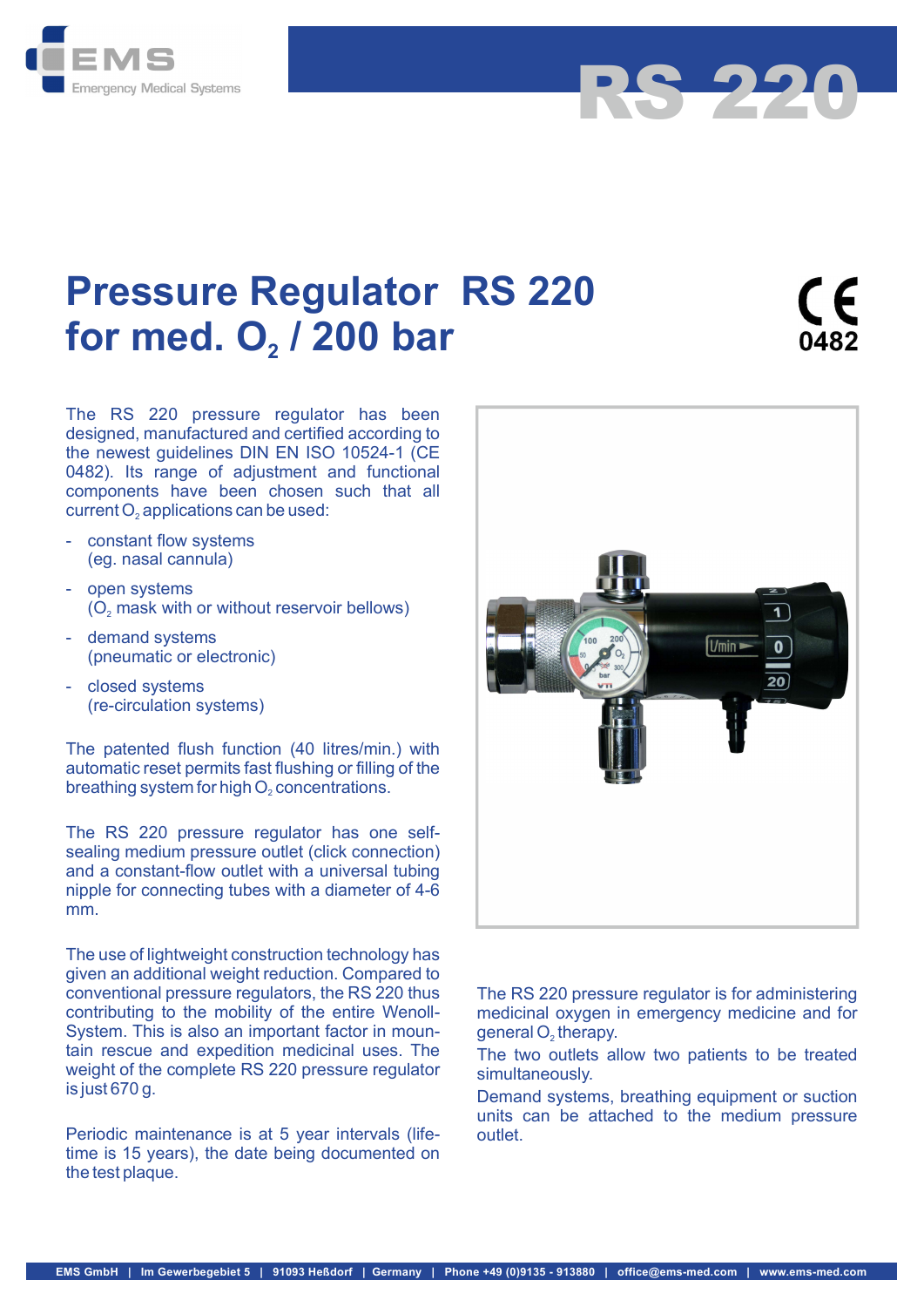EMS
Emergency Medical Systems

# RS 220

# Pressure Regulator RS 220 for med. $O_2$ / 200 bar

CE 0482

The RS 220 pressure regulator has been designed, manufactured and certified according to the newest guidelines DIN EN ISO 10524-1 (CE 0482). Its range of adjustment and functional components have been chosen such that all current $O_2$ applications can be used:

- constant flow systems (eg. nasal cannula)
- open systems ($O_2$ mask with or without reservoir bellows)
- demand systems (pneumatic or electronic)
- closed systems (re-circulation systems)

The patented flush function (40 litres/min.) with automatic reset permits fast flushing or filling of the breathing system for high $O_2$ concentrations.

The RS 220 pressure regulator has one self-sealing medium pressure outlet (click connection) and a constant-flow outlet with a universal tubing nipple for connecting tubes with a diameter of 4-6 mm.

The use of lightweight construction technology has given an additional weight reduction. Compared to conventional pressure regulators, the RS 220 thus contributing to the mobility of the entire Wenoll-System. This is also an important factor in mountain rescue and expedition medicinal uses. The weight of the complete RS 220 pressure regulator is just 670 g.

Periodic maintenance is at 5 year intervals (lifetime is 15 years), the date being documented on the test plaque.

The RS 220 pressure regulator is for administering medicinal oxygen in emergency medicine and for general $O_2$ therapy.

The two outlets allow two patients to be treated simultaneously.

Demand systems, breathing equipment or suction units can be attached to the medium pressure outlet.

EMS GmbH | Im Gewerbegebiet 5 | 91093 Heßdorf | Germany | Phone +49 (0)9135 - 913880 | office@ems-med.com | www.ems-med.com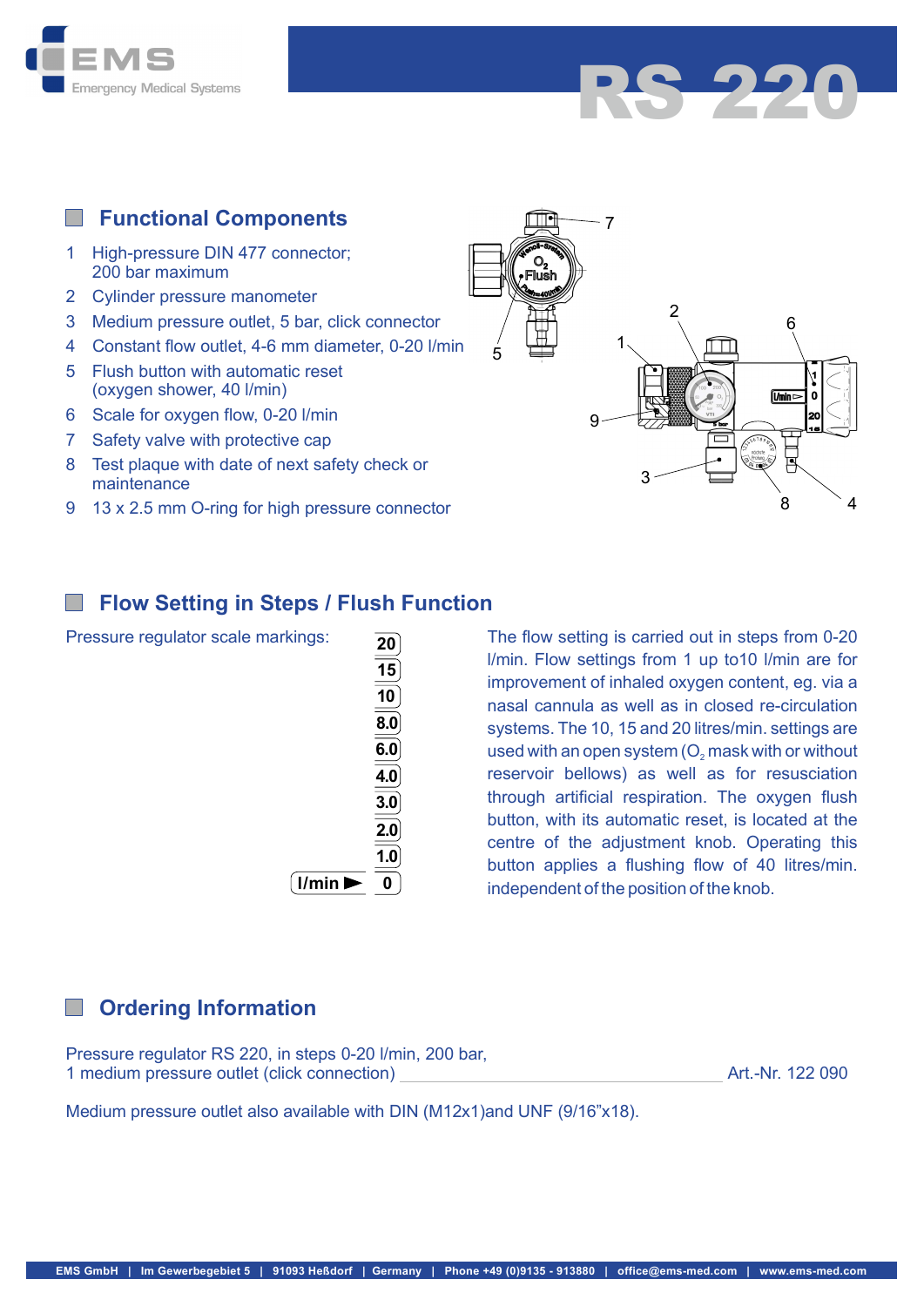EMS
Emergency Medical Systems

# RS 220

## Functional Components

1. High-pressure DIN 477 connector; 200 bar maximum
2. Cylinder pressure manometer
3. Medium pressure outlet, 5 bar, click connector
4. Constant flow outlet, 4-6 mm diameter, 0-20 l/min
5. Flush button with automatic reset (oxygen shower, 40 l/min)
6. Scale for oxygen flow, 0-20 l/min
7. Safety valve with protective cap
8. Test plaque with date of next safety check or maintenance
9. 13 x 2.5 mm O-ring for high pressure connector

## Flow Setting in Steps / Flush Function

Pressure regulator scale markings:

20
15
10
8.0
6.0
4.0
3.0
2.0
1.0
l/min ► 0

The flow setting is carried out in steps from 0-20 l/min. Flow settings from 1 up to10 l/min are for improvement of inhaled oxygen content, eg. via a nasal cannula as well as in closed re-circulation systems. The 10, 15 and 20 litres/min. settings are used with an open system ($O_2$ mask with or without reservoir bellows) as well as for resuscition through artificial respiration. The oxygen flush button, with its automatic reset, is located at the centre of the adjustment knob. Operating this button applies a flushing flow of 40 litres/min. independent of the position of the knob.

## Ordering Information

Pressure regulator RS 220, in steps 0-20 l/min, 200 bar, 1 medium pressure outlet (click connection) ____________________ Art.-Nr. 122 090

Medium pressure outlet also available with DIN (M12x1)and UNF (9/16"x18).

EMS GmbH | Im Gewerbegebiet 5 | 91093 Heßdorf | Germany | Phone +49 (0)9135 - 913880 | office@ems-med.com | www.ems-med.com